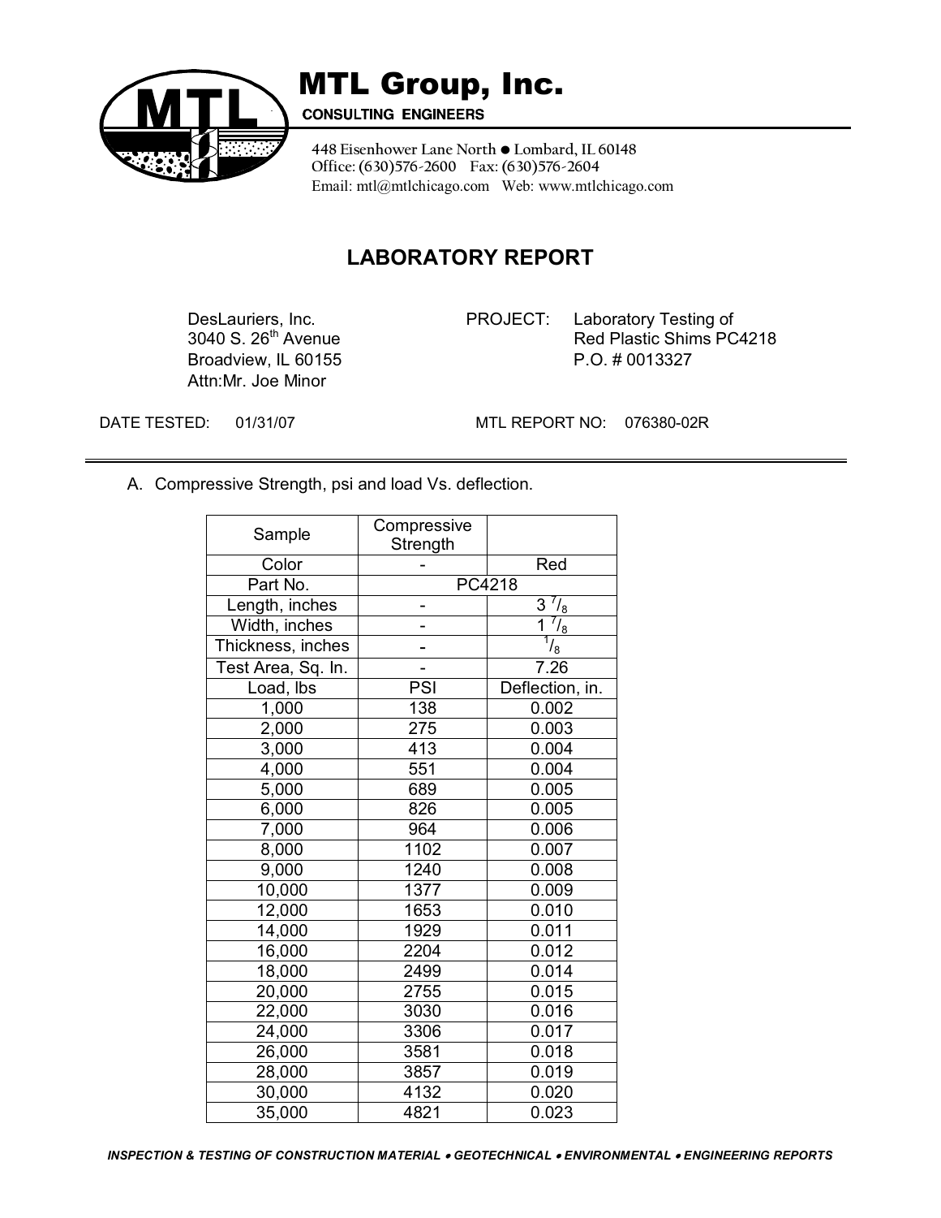# MTL Group, Inc.

**CONSULTING ENGINEERS**

448 Eisenhower Lane North ● Lombard, IL 60148
Office: (630)576-2600 Fax: (630)576-2604
Email: mtl@mtlchicago.com Web: www.mtlchicago.com

## LABORATORY REPORT

DesLauriers, Inc.
3040 S. 26th Avenue
Broadview, IL 60155
Attn:Mr. Joe Minor

PROJECT: Laboratory Testing of Red Plastic Shims PC4218
P.O. # 0013327

DATE TESTED: 01/31/07

MTL REPORT NO: 076380-02R

A. Compressive Strength, psi and load Vs. deflection.

| Sample | Compressive Strength | |
|---|---|---|
| Color | - | Red |
| Part No. | PC4218 | |
| Length, inches | - | 3 7/8 |
| Width, inches | - | 1 7/8 |
| Thickness, inches | - | 1/8 |
| Test Area, Sq. In. | - | 7.26 |
| Load, lbs | PSI | Deflection, in. |
| 1,000 | 138 | 0.002 |
| 2,000 | 275 | 0.003 |
| 3,000 | 413 | 0.004 |
| 4,000 | 551 | 0.004 |
| 5,000 | 689 | 0.005 |
| 6,000 | 826 | 0.005 |
| 7,000 | 964 | 0.006 |
| 8,000 | 1102 | 0.007 |
| 9,000 | 1240 | 0.008 |
| 10,000 | 1377 | 0.009 |
| 12,000 | 1653 | 0.010 |
| 14,000 | 1929 | 0.011 |
| 16,000 | 2204 | 0.012 |
| 18,000 | 2499 | 0.014 |
| 20,000 | 2755 | 0.015 |
| 22,000 | 3030 | 0.016 |
| 24,000 | 3306 | 0.017 |
| 26,000 | 3581 | 0.018 |
| 28,000 | 3857 | 0.019 |
| 30,000 | 4132 | 0.020 |
| 35,000 | 4821 | 0.023 |

*INSPECTION & TESTING OF CONSTRUCTION MATERIAL • GEOTECHNICAL • ENVIRONMENTAL • ENGINEERING REPORTS*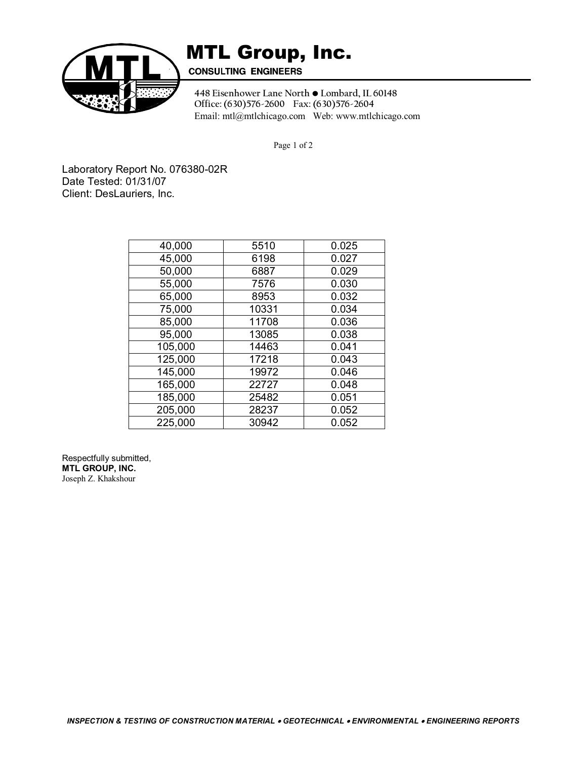# MTL Group, Inc.

**CONSULTING ENGINEERS**

448 Eisenhower Lane North ● Lombard, IL 60148
Office: (630)576-2600 Fax: (630)576-2604
Email: mtl@mtlchicago.com Web: www.mtlchicago.com

Laboratory Report No. 076380-02R
Date Tested: 01/31/07
Client: DesLauriers, Inc.

| | | |
|---|---|---|
| 40,000 | 5510 | 0.025 |
| 45,000 | 6198 | 0.027 |
| 50,000 | 6887 | 0.029 |
| 55,000 | 7576 | 0.030 |
| 65,000 | 8953 | 0.032 |
| 75,000 | 10331 | 0.034 |
| 85,000 | 11708 | 0.036 |
| 95,000 | 13085 | 0.038 |
| 105,000 | 14463 | 0.041 |
| 125,000 | 17218 | 0.043 |
| 145,000 | 19972 | 0.046 |
| 165,000 | 22727 | 0.048 |
| 185,000 | 25482 | 0.051 |
| 205,000 | 28237 | 0.052 |
| 225,000 | 30942 | 0.052 |

Respectfully submitted,
**MTL GROUP, INC.**
Joseph Z. Khakshour

***INSPECTION & TESTING OF CONSTRUCTION MATERIAL • GEOTECHNICAL • ENVIRONMENTAL • ENGINEERING REPORTS***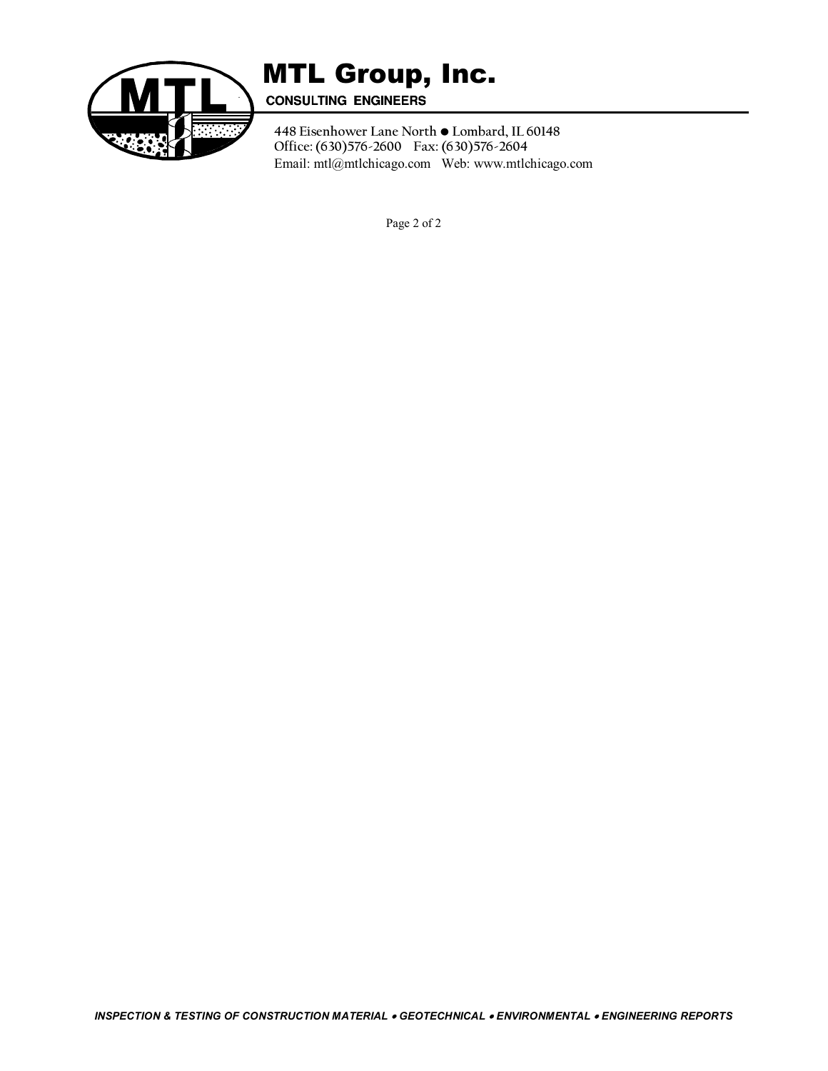# MTL Group, Inc.

**CONSULTING ENGINEERS**

448 Eisenhower Lane North ● Lombard, IL 60148
Office: (630)576-2600 Fax: (630)576-2604
Email: mtl@mtlchicago.com Web: www.mtlchicago.com

***INSPECTION & TESTING OF CONSTRUCTION MATERIAL • GEOTECHNICAL • ENVIRONMENTAL • ENGINEERING REPORTS***